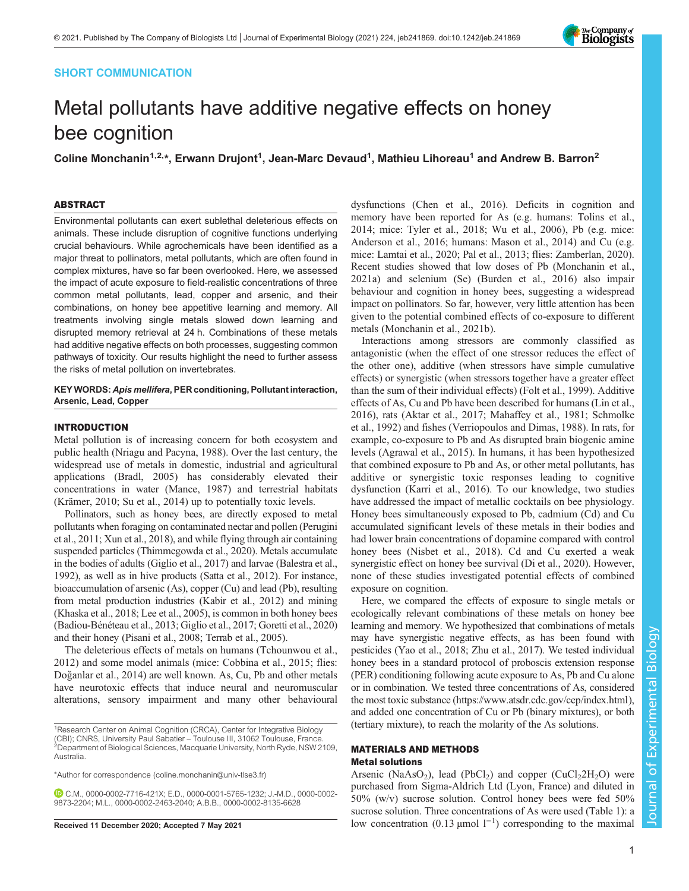SHORT COMMUNICATION

# Metal pollutants have additive negative effects on honey bee cognition

**Coline Monchanin[1,2,*], Erwann Drujont[1], Jean-Marc Devaud[1], Mathieu Lihoreau[1] and Andrew B. Barron[2]**

## ABSTRACT

Environmental pollutants can exert sublethal deleterious effects on animals. These include disruption of cognitive functions underlying crucial behaviours. While agrochemicals have been identified as a major threat to pollinators, metal pollutants, which are often found in complex mixtures, have so far been overlooked. Here, we assessed the impact of acute exposure to field-realistic concentrations of three common metal pollutants, lead, copper and arsenic, and their combinations, on honey bee appetitive learning and memory. All treatments involving single metals slowed down learning and disrupted memory retrieval at 24 h. Combinations of these metals had additive negative effects on both processes, suggesting common pathways of toxicity. Our results highlight the need to further assess the risks of metal pollution on invertebrates.

**KEY WORDS:** ***Apis mellifera*, PER conditioning, Pollutant interaction, Arsenic, Lead, Copper**

## INTRODUCTION

Metal pollution is of increasing concern for both ecosystem and public health (Nriagu and Pacyna, 1988). Over the last century, the widespread use of metals in domestic, industrial and agricultural applications (Bradl, 2005) has considerably elevated their concentrations in water (Mance, 1987) and terrestrial habitats (Krämer, 2010; Su et al., 2014) up to potentially toxic levels.

Pollinators, such as honey bees, are directly exposed to metal pollutants when foraging on contaminated nectar and pollen (Perugini et al., 2011; Xun et al., 2018), and while flying through air containing suspended particles (Thimmegowda et al., 2020). Metals accumulate in the bodies of adults (Giglio et al., 2017) and larvae (Balestra et al., 1992), as well as in hive products (Satta et al., 2012). For instance, bioaccumulation of arsenic (As), copper (Cu) and lead (Pb), resulting from metal production industries (Kabir et al., 2012) and mining (Khaska et al., 2018; Lee et al., 2005), is common in both honey bees (Badiou-Bénéteau et al., 2013; Giglio et al., 2017; Goretti et al., 2020) and their honey (Pisani et al., 2008; Terrab et al., 2005).

The deleterious effects of metals on humans (Tchounwou et al., 2012) and some model animals (mice: Cobbina et al., 2015; flies: Doğanlar et al., 2014) are well known. As, Cu, Pb and other metals have neurotoxic effects that induce neural and neuromuscular alterations, sensory impairment and many other behavioural dysfunctions (Chen et al., 2016). Deficits in cognition and memory have been reported for As (e.g. humans: Tolins et al., 2014; mice: Tyler et al., 2018; Wu et al., 2006), Pb (e.g. mice: Anderson et al., 2016; humans: Mason et al., 2014) and Cu (e.g. mice: Lamtai et al., 2020; Pal et al., 2013; flies: Zamberlan, 2020). Recent studies showed that low doses of Pb (Monchanin et al., 2021a) and selenium (Se) (Burden et al., 2016) also impair behaviour and cognition in honey bees, suggesting a widespread impact on pollinators. So far, however, very little attention has been given to the potential combined effects of co-exposure to different metals (Monchanin et al., 2021b).

Interactions among stressors are commonly classified as antagonistic (when the effect of one stressor reduces the effect of the other one), additive (when stressors have simple cumulative effects) or synergistic (when stressors together have a greater effect than the sum of their individual effects) (Folt et al., 1999). Additive effects of As, Cu and Pb have been described for humans (Lin et al., 2016), rats (Aktar et al., 2017; Mahaffey et al., 1981; Schmolke et al., 1992) and fishes (Verriopoulos and Dimas, 1988). In rats, for example, co-exposure to Pb and As disrupted brain biogenic amine levels (Agrawal et al., 2015). In humans, it has been hypothesized that combined exposure to Pb and As, or other metal pollutants, has additive or synergistic toxic responses leading to cognitive dysfunction (Karri et al., 2016). To our knowledge, two studies have addressed the impact of metallic cocktails on bee physiology. Honey bees simultaneously exposed to Pb, cadmium (Cd) and Cu accumulated significant levels of these metals in their bodies and had lower brain concentrations of dopamine compared with control honey bees (Nisbet et al., 2018). Cd and Cu exerted a weak synergistic effect on honey bee survival (Di et al., 2020). However, none of these studies investigated potential effects of combined exposure on cognition.

Here, we compared the effects of exposure to single metals or ecologically relevant combinations of these metals on honey bee learning and memory. We hypothesized that combinations of metals may have synergistic negative effects, as has been found with pesticides (Yao et al., 2018; Zhu et al., 2017). We tested individual honey bees in a standard protocol of proboscis extension response (PER) conditioning following acute exposure to As, Pb and Cu alone or in combination. We tested three concentrations of As, considered the most toxic substance (https://www.atsdr.cdc.gov/cep/index.html), and added one concentration of Cu or Pb (binary mixtures), or both (tertiary mixture), to reach the molarity of the As solutions.

## MATERIALS AND METHODS

### Metal solutions

Arsenic ($NaAsO_2$), lead ($PbCl_2$) and copper ($CuCl_2 2H_2O$) were purchased from Sigma-Aldrich Ltd (Lyon, France) and diluted in 50% (w/v) sucrose solution. Control honey bees were fed 50% sucrose solution. Three concentrations of As were used (Table 1): a low concentration (0.13 μmol $l^{-1}$) corresponding to the maximal

[1]Research Center on Animal Cognition (CRCA), Center for Integrative Biology (CBI); CNRS, University Paul Sabatier – Toulouse III, 31062 Toulouse, France. [2]Department of Biological Sciences, Macquarie University, North Ryde, NSW 2109, Australia.

*Author for correspondence (coline.monchanin@univ-tlse3.fr)

C.M., 0000-0002-7716-421X; E.D., 0000-0001-5765-1232; J.-M.D., 0000-0002-9873-2204; M.L., 0000-0002-2463-2040; A.B.B., 0000-0002-8135-6628

Received 11 December 2020; Accepted 7 May 2021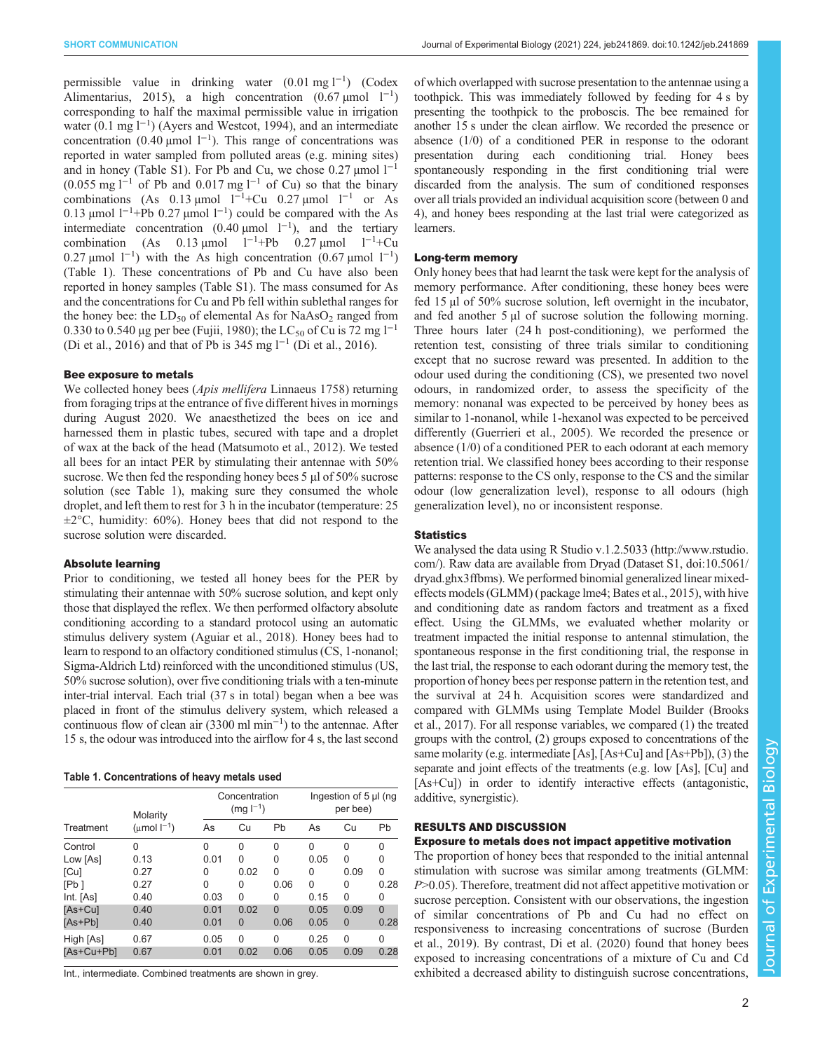permissible value in drinking water (0.01 mg $l^{-1}$) (Codex Alimentarius, 2015), a high concentration (0.67 µmol $l^{-1}$) corresponding to half the maximal permissible value in irrigation water (0.1 mg $l^{-1}$) (Ayers and Westcot, 1994), and an intermediate concentration (0.40 µmol $l^{-1}$). This range of concentrations was reported in water sampled from polluted areas (e.g. mining sites) and in honey (Table S1). For Pb and Cu, we chose 0.27 µmol $l^{-1}$ (0.055 mg $l^{-1}$ of Pb and 0.017 mg $l^{-1}$ of Cu) so that the binary combinations (As 0.13 µmol $l^{-1}$+Cu 0.27 µmol $l^{-1}$ or As 0.13 µmol $l^{-1}$+Pb 0.27 µmol $l^{-1}$) could be compared with the As intermediate concentration (0.40 µmol $l^{-1}$), and the tertiary combination (As 0.13 µmol $l^{-1}$+Pb 0.27 µmol $l^{-1}$+Cu 0.27 µmol $l^{-1}$) with the As high concentration (0.67 µmol $l^{-1}$) (Table 1). These concentrations of Pb and Cu have also been reported in honey samples (Table S1). The mass consumed for As and the concentrations for Cu and Pb fell within sublethal ranges for the honey bee: the $LD_{50}$ of elemental As for $NaAsO_2$ ranged from 0.330 to 0.540 µg per bee (Fujii, 1980); the $LC_{50}$ of Cu is 72 mg $l^{-1}$ (Di et al., 2016) and that of Pb is 345 mg $l^{-1}$ (Di et al., 2016).

### Bee exposure to metals

We collected honey bees (*Apis mellifera* Linnaeus 1758) returning from foraging trips at the entrance of five different hives in mornings during August 2020. We anaesthetized the bees on ice and harnessed them in plastic tubes, secured with tape and a droplet of wax at the back of the head (Matsumoto et al., 2012). We tested all bees for an intact PER by stimulating their antennae with 50% sucrose. We then fed the responding honey bees 5 µl of 50% sucrose solution (see Table 1), making sure they consumed the whole droplet, and left them to rest for 3 h in the incubator (temperature: 25 ±2°C, humidity: 60%). Honey bees that did not respond to the sucrose solution were discarded.

### Absolute learning

Prior to conditioning, we tested all honey bees for the PER by stimulating their antennae with 50% sucrose solution, and kept only those that displayed the reflex. We then performed olfactory absolute conditioning according to a standard protocol using an automatic stimulus delivery system (Aguiar et al., 2018). Honey bees had to learn to respond to an olfactory conditioned stimulus (CS, 1-nonanol; Sigma-Aldrich Ltd) reinforced with the unconditioned stimulus (US, 50% sucrose solution), over five conditioning trials with a ten-minute inter-trial interval. Each trial (37 s in total) began when a bee was placed in front of the stimulus delivery system, which released a continuous flow of clean air (3300 ml $min^{-1}$) to the antennae. After 15 s, the odour was introduced into the airflow for 4 s, the last second of which overlapped with sucrose presentation to the antennae using a toothpick. This was immediately followed by feeding for 4 s by presenting the toothpick to the proboscis. The bee remained for another 15 s under the clean airflow. We recorded the presence or absence (1/0) of a conditioned PER in response to the odorant presentation during each conditioning trial. Honey bees spontaneously responding in the first conditioning trial were discarded from the analysis. The sum of conditioned responses over all trials provided an individual acquisition score (between 0 and 4), and honey bees responding at the last trial were categorized as learners.

**Table 1. Concentrations of heavy metals used**

| Treatment | Molarity (µmol $l^{-1}$) | Concentration (mg $l^{-1}$) | | | Ingestion of 5 µl (ng per bee) | | |
|---|---|---|---|---|---|---|---|
| | | As | Cu | Pb | As | Cu | Pb |
| Control | 0 | 0 | 0 | 0 | 0 | 0 | 0 |
| Low [As] | 0.13 | 0.01 | 0 | 0 | 0.05 | 0 | 0 |
| [Cu] | 0.27 | 0 | 0.02 | 0 | 0 | 0.09 | 0 |
| [Pb ] | 0.27 | 0 | 0 | 0.06 | 0 | 0 | 0.28 |
| Int. [As] | 0.40 | 0.03 | 0 | 0 | 0.15 | 0 | 0 |
| [As+Cu] | 0.40 | 0.01 | 0.02 | 0 | 0.05 | 0.09 | 0 |
| [As+Pb] | 0.40 | 0.01 | 0 | 0.06 | 0.05 | 0 | 0.28 |
| High [As] | 0.67 | 0.05 | 0 | 0 | 0.25 | 0 | 0 |
| [As+Cu+Pb] | 0.67 | 0.01 | 0.02 | 0.06 | 0.05 | 0.09 | 0.28 |

Int., intermediate. Combined treatments are shown in grey.

### Long-term memory

Only honey bees that had learnt the task were kept for the analysis of memory performance. After conditioning, these honey bees were fed 15 µl of 50% sucrose solution, left overnight in the incubator, and fed another 5 µl of sucrose solution the following morning. Three hours later (24 h post-conditioning), we performed the retention test, consisting of three trials similar to conditioning except that no sucrose reward was presented. In addition to the odour used during the conditioning (CS), we presented two novel odours, in randomized order, to assess the specificity of the memory: nonanal was expected to be perceived by honey bees as similar to 1-nonanol, while 1-hexanol was expected to be perceived differently (Guerrieri et al., 2005). We recorded the presence or absence (1/0) of a conditioned PER to each odorant at each memory retention trial. We classified honey bees according to their response patterns: response to the CS only, response to the CS and the similar odour (low generalization level), response to all odours (high generalization level), no or inconsistent response.

### Statistics

We analysed the data using R Studio v.1.2.5033 (http://www.rstudio.com/). Raw data are available from Dryad (Dataset S1, doi:10.5061/dryad.ghx3ffbms). We performed binomial generalized linear mixed-effects models (GLMM) (package lme4; Bates et al., 2015), with hive and conditioning date as random factors and treatment as a fixed effect. Using the GLMMs, we evaluated whether molarity or treatment impacted the initial response to antennal stimulation, the spontaneous response in the first conditioning trial, the response in the last trial, the response to each odorant during the memory test, the proportion of honey bees per response pattern in the retention test, and the survival at 24 h. Acquisition scores were standardized and compared with GLMMs using Template Model Builder (Brooks et al., 2017). For all response variables, we compared (1) the treated groups with the control, (2) groups exposed to concentrations of the same molarity (e.g. intermediate [As], [As+Cu] and [As+Pb]), (3) the separate and joint effects of the treatments (e.g. low [As], [Cu] and [As+Cu]) in order to identify interactive effects (antagonistic, additive, synergistic).

## RESULTS AND DISCUSSION

### Exposure to metals does not impact appetitive motivation

The proportion of honey bees that responded to the initial antennal stimulation with sucrose was similar among treatments (GLMM: $P>0.05$). Therefore, treatment did not affect appetitive motivation or sucrose perception. Consistent with our observations, the ingestion of similar concentrations of Pb and Cu had no effect on responsiveness to increasing concentrations of sucrose (Burden et al., 2019). By contrast, Di et al. (2020) found that honey bees exposed to increasing concentrations of a mixture of Cu and Cd exhibited a decreased ability to distinguish sucrose concentrations,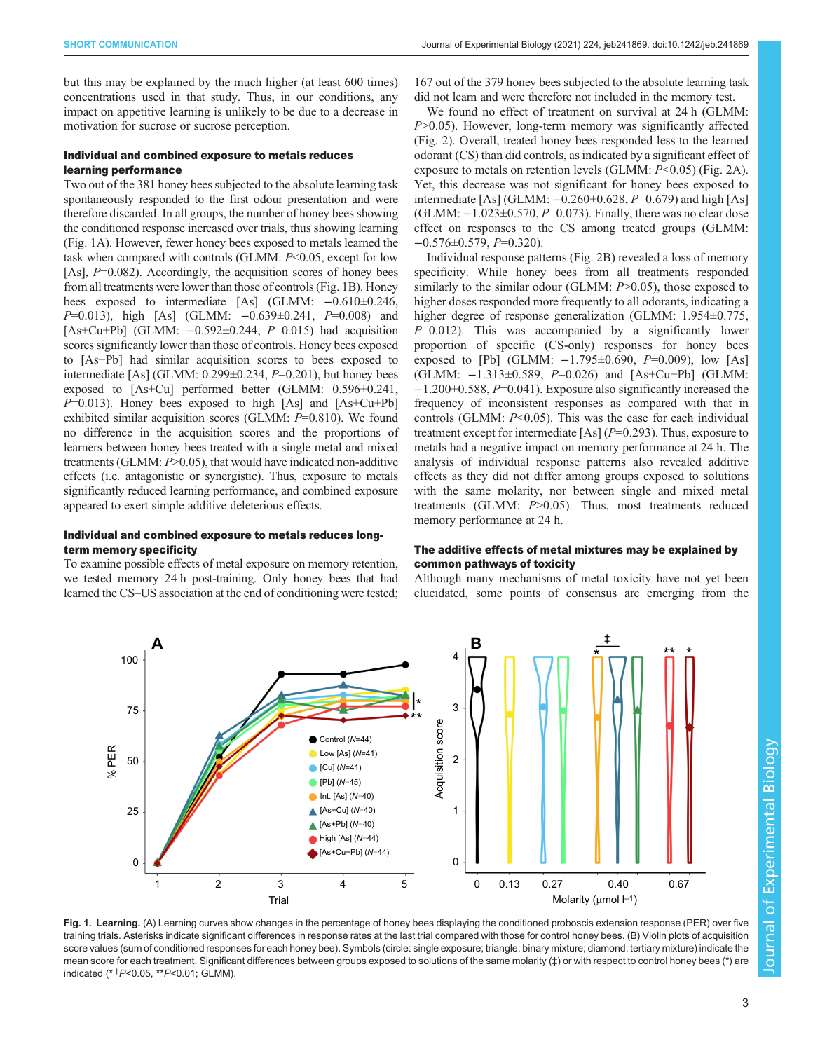but this may be explained by the much higher (at least 600 times) concentrations used in that study. Thus, in our conditions, any impact on appetitive learning is unlikely to be due to a decrease in motivation for sucrose or sucrose perception.

### Individual and combined exposure to metals reduces learning performance

Two out of the 381 honey bees subjected to the absolute learning task spontaneously responded to the first odour presentation and were therefore discarded. In all groups, the number of honey bees showing the conditioned response increased over trials, thus showing learning (Fig. 1A). However, fewer honey bees exposed to metals learned the task when compared with controls (GLMM: $P<0.05$, except for low [As], $P=0.082$). Accordingly, the acquisition scores of honey bees from all treatments were lower than those of controls (Fig. 1B). Honey bees exposed to intermediate [As] (GLMM: $-0.610\pm0.246$, $P=0.013$), high [As] (GLMM: $-0.639\pm0.241$, $P=0.008$) and [As+Cu+Pb] (GLMM: $-0.592\pm0.244$, $P=0.015$) had acquisition scores significantly lower than those of controls. Honey bees exposed to [As+Pb] had similar acquisition scores to bees exposed to intermediate [As] (GLMM: $0.299\pm0.234$, $P=0.201$), but honey bees exposed to [As+Cu] performed better (GLMM: $0.596\pm0.241$, $P=0.013$). Honey bees exposed to high [As] and [As+Cu+Pb] exhibited similar acquisition scores (GLMM: $P=0.810$). We found no difference in the acquisition scores and the proportions of learners between honey bees treated with a single metal and mixed treatments (GLMM: $P>0.05$), that would have indicated non-additive effects (i.e. antagonistic or synergistic). Thus, exposure to metals significantly reduced learning performance, and combined exposure appeared to exert simple additive deleterious effects.

### Individual and combined exposure to metals reduces long-term memory specificity

To examine possible effects of metal exposure on memory retention, we tested memory 24 h post-training. Only honey bees that had learned the CS–US association at the end of conditioning were tested; 167 out of the 379 honey bees subjected to the absolute learning task did not learn and were therefore not included in the memory test.

We found no effect of treatment on survival at 24 h (GLMM: $P>0.05$). However, long-term memory was significantly affected (Fig. 2). Overall, treated honey bees responded less to the learned odorant (CS) than did controls, as indicated by a significant effect of exposure to metals on retention levels (GLMM: $P<0.05$) (Fig. 2A). Yet, this decrease was not significant for honey bees exposed to intermediate [As] (GLMM: $-0.260\pm0.628$, $P=0.679$) and high [As] (GLMM: $-1.023\pm0.570$, $P=0.073$). Finally, there was no clear dose effect on responses to the CS among treated groups (GLMM: $-0.576\pm0.579$, $P=0.320$).

Individual response patterns (Fig. 2B) revealed a loss of memory specificity. While honey bees from all treatments responded similarly to the similar odour (GLMM: $P>0.05$), those exposed to higher doses responded more frequently to all odorants, indicating a higher degree of response generalization (GLMM: $1.954\pm0.775$, $P=0.012$). This was accompanied by a significantly lower proportion of specific (CS-only) responses for honey bees exposed to [Pb] (GLMM: $-1.795\pm0.690$, $P=0.009$), low [As] (GLMM: $-1.313\pm0.589$, $P=0.026$) and [As+Cu+Pb] (GLMM: $-1.200\pm0.588$, $P=0.041$). Exposure also significantly increased the frequency of inconsistent responses as compared with that in controls (GLMM: $P<0.05$). This was the case for each individual treatment except for intermediate [As] ($P=0.293$). Thus, exposure to metals had a negative impact on memory performance at 24 h. The analysis of individual response patterns also revealed additive effects as they did not differ among groups exposed to solutions with the same molarity, nor between single and mixed metal treatments (GLMM: $P>0.05$). Thus, most treatments reduced memory performance at 24 h.

### The additive effects of metal mixtures may be explained by common pathways of toxicity

Although many mechanisms of metal toxicity have not yet been elucidated, some points of consensus are emerging from the

**Fig. 1. Learning.** (A) Learning curves show changes in the percentage of honey bees displaying the conditioned proboscis extension response (PER) over five training trials. Asterisks indicate significant differences in response rates at the last trial compared with those for control honey bees. (B) Violin plots of acquisition score values (sum of conditioned responses for each honey bee). Symbols (circle: single exposure; triangle: binary mixture; diamond: tertiary mixture) indicate the mean score for each treatment. Significant differences between groups exposed to solutions of the same molarity (‡) or with respect to control honey bees (*) are indicated (*,‡$P<0.05$, **$P<0.01$; GLMM).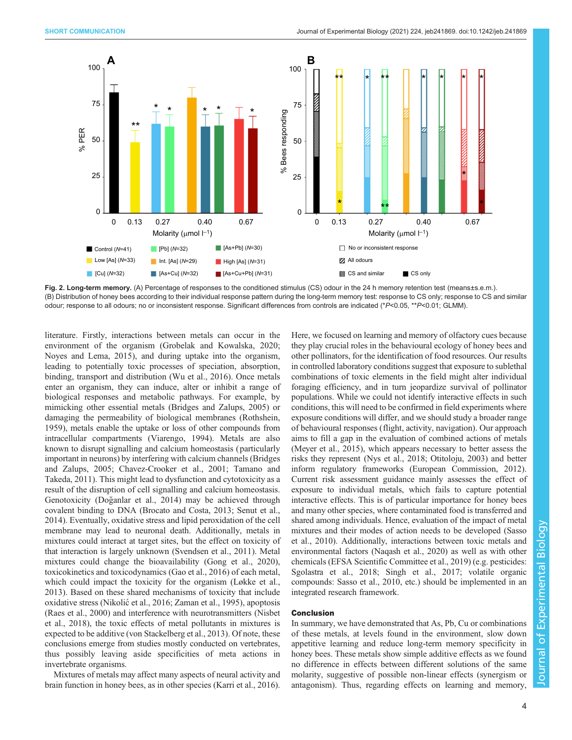**Fig. 2. Long-term memory.** (A) Percentage of responses to the conditioned stimulus (CS) odour in the 24 h memory retention test (means±s.e.m.). (B) Distribution of honey bees according to their individual response pattern during the long-term memory test: response to CS only; response to CS and similar odour; response to all odours; no or inconsistent response. Significant differences from controls are indicated (* $P$<0.05, ** $P$<0.01; GLMM).

literature. Firstly, interactions between metals can occur in the environment of the organism (Grobelak and Kowalska, 2020; Noyes and Lema, 2015), and during uptake into the organism, leading to potentially toxic processes of speciation, absorption, binding, transport and distribution (Wu et al., 2016). Once metals enter an organism, they can induce, alter or inhibit a range of biological responses and metabolic pathways. For example, by mimicking other essential metals (Bridges and Zalups, 2005) or damaging the permeability of biological membranes (Rothshein, 1959), metals enable the uptake or loss of other compounds from intracellular compartments (Viarengo, 1994). Metals are also known to disrupt signalling and calcium homeostasis (particularly important in neurons) by interfering with calcium channels (Bridges and Zalups, 2005; Chavez-Crooker et al., 2001; Tamano and Takeda, 2011). This might lead to dysfunction and cytotoxicity as a result of the disruption of cell signalling and calcium homeostasis. Genotoxicity (Doğanlar et al., 2014) may be achieved through covalent binding to DNA (Brocato and Costa, 2013; Senut et al., 2014). Eventually, oxidative stress and lipid peroxidation of the cell membrane may lead to neuronal death. Additionally, metals in mixtures could interact at target sites, but the effect on toxicity of that interaction is largely unknown (Svendsen et al., 2011). Metal mixtures could change the bioavailability (Gong et al., 2020), toxicokinetics and toxicodynamics (Gao et al., 2016) of each metal, which could impact the toxicity for the organism (Løkke et al., 2013). Based on these shared mechanisms of toxicity that include oxidative stress (Nikolić et al., 2016; Zaman et al., 1995), apoptosis (Raes et al., 2000) and interference with neurotransmitters (Nisbet et al., 2018), the toxic effects of metal pollutants in mixtures is expected to be additive (von Stackelberg et al., 2013). Of note, these conclusions emerge from studies mostly conducted on vertebrates, thus possibly leaving aside specificities of meta actions in invertebrate organisms.

Mixtures of metals may affect many aspects of neural activity and brain function in honey bees, as in other species (Karri et al., 2016). Here, we focused on learning and memory of olfactory cues because they play crucial roles in the behavioural ecology of honey bees and other pollinators, for the identification of food resources. Our results in controlled laboratory conditions suggest that exposure to sublethal combinations of toxic elements in the field might alter individual foraging efficiency, and in turn jeopardize survival of pollinator populations. While we could not identify interactive effects in such conditions, this will need to be confirmed in field experiments where exposure conditions will differ, and we should study a broader range of behavioural responses (flight, activity, navigation). Our approach aims to fill a gap in the evaluation of combined actions of metals (Meyer et al., 2015), which appears necessary to better assess the risks they represent (Nys et al., 2018; Otitoloju, 2003) and better inform regulatory frameworks (European Commission, 2012). Current risk assessment guidance mainly assesses the effect of exposure to individual metals, which fails to capture potential interactive effects. This is of particular importance for honey bees and many other species, where contaminated food is transferred and shared among individuals. Hence, evaluation of the impact of metal mixtures and their modes of action needs to be developed (Sasso et al., 2010). Additionally, interactions between toxic metals and environmental factors (Naqash et al., 2020) as well as with other chemicals (EFSA Scientific Committee et al., 2019) (e.g. pesticides: Sgolastra et al., 2018; Singh et al., 2017; volatile organic compounds: Sasso et al., 2010, etc.) should be implemented in an integrated research framework.

## Conclusion

In summary, we have demonstrated that As, Pb, Cu or combinations of these metals, at levels found in the environment, slow down appetitive learning and reduce long-term memory specificity in honey bees. These metals show simple additive effects as we found no difference in effects between different solutions of the same molarity, suggestive of possible non-linear effects (synergism or antagonism). Thus, regarding effects on learning and memory,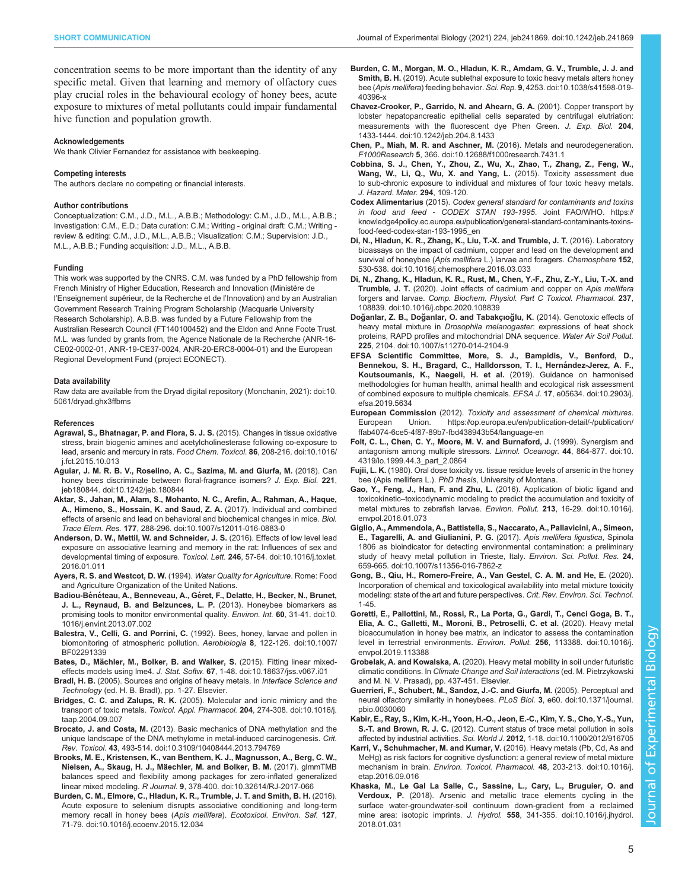concentration seems to be more important than the identity of any specific metal. Given that learning and memory of olfactory cues play crucial roles in the behavioural ecology of honey bees, acute exposure to mixtures of metal pollutants could impair fundamental hive function and population growth.

#### Acknowledgements

We thank Olivier Fernandez for assistance with beekeeping.

#### Competing interests

The authors declare no competing or financial interests.

#### Author contributions

Conceptualization: C.M., J.D., M.L., A.B.B.; Methodology: C.M., J.D., M.L., A.B.B.; Investigation: C.M., E.D.; Data curation: C.M.; Writing - original draft: C.M.; Writing - review & editing: C.M., J.D., M.L., A.B.B.; Visualization: C.M.; Supervision: J.D., M.L., A.B.B.; Funding acquisition: J.D., M.L., A.B.B.

#### Funding

This work was supported by the CNRS. C.M. was funded by a PhD fellowship from French Ministry of Higher Education, Research and Innovation (Ministère de l'Enseignement supérieur, de la Recherche et de l'Innovation) and by an Australian Government Research Training Program Scholarship (Macquarie University Research Scholarship). A.B.B. was funded by a Future Fellowship from the Australian Research Council (FT140100452) and the Eldon and Anne Foote Trust. M.L. was funded by grants from, the Agence Nationale de la Recherche (ANR-16-CE02-0002-01, ANR-19-CE37-0024, ANR-20-ERC8-0004-01) and the European Regional Development Fund (project ECONECT).

#### Data availability

Raw data are available from the Dryad digital repository (Monchanin, 2021): doi:10.5061/dryad.ghx3ffbms

#### References

**Agrawal, S., Bhatnagar, P. and Flora, S. J. S.** (2015). Changes in tissue oxidative stress, brain biogenic amines and acetylcholinesterase following co-exposure to lead, arsenic and mercury in rats. *Food Chem. Toxicol.* **86**, 208-216. doi:10.1016/j.fct.2015.10.013

**Aguiar, J. M. R. B. V., Roselino, A. C., Sazima, M. and Giurfa, M.** (2018). Can honey bees discriminate between floral-fragrance isomers? *J. Exp. Biol.* **221**, jeb180844. doi:10.1242/jeb.180844

**Aktar, S., Jahan, M., Alam, S., Mohanto, N. C., Arefin, A., Rahman, A., Haque, A., Himeno, S., Hossain, K. and Saud, Z. A.** (2017). Individual and combined effects of arsenic and lead on behavioral and biochemical changes in mice. *Biol. Trace Elem. Res.* **177**, 288-296. doi:10.1007/s12011-016-0883-0

**Anderson, D. W., Mettil, W. and Schneider, J. S.** (2016). Effects of low level lead exposure on associative learning and memory in the rat: Influences of sex and developmental timing of exposure. *Toxicol. Lett.* **246**, 57-64. doi:10.1016/j.toxlet.2016.01.011

**Ayers, R. S. and Westcot, D. W.** (1994). *Water Quality for Agriculture*. Rome: Food and Agriculture Organization of the United Nations.

**Badiou-Bénéteau, A., Benneveau, A., Géret, F., Delatte, H., Becker, N., Brunet, J. L., Reynaud, B. and Belzunces, L. P.** (2013). Honeybee biomarkers as promising tools to monitor environmental quality. *Environ. Int.* **60**, 31-41. doi:10.1016/j.envint.2013.07.002

**Balestra, V., Celli, G. and Porrini, C.** (1992). Bees, honey, larvae and pollen in biomonitoring of atmospheric pollution. *Aerobiologia* **8**, 122-126. doi:10.1007/BF02291339

**Bates, D., Mächler, M., Bolker, B. and Walker, S.** (2015). Fitting linear mixed-effects models using lme4. *J. Stat. Softw.* **67**, 1-48. doi:10.18637/jss.v067.i01

**Bradl, H. B.** (2005). Sources and origins of heavy metals. In *Interface Science and Technology* (ed. H. B. Bradl), pp. 1-27. Elsevier.

**Bridges, C. C. and Zalups, R. K.** (2005). Molecular and ionic mimicry and the transport of toxic metals. *Toxicol. Appl. Pharmacol.* **204**, 274-308. doi:10.1016/j.taap.2004.09.007

**Brocato, J. and Costa, M.** (2013). Basic mechanics of DNA methylation and the unique landscape of the DNA methylome in metal-induced carcinogenesis. *Crit. Rev. Toxicol.* **43**, 493-514. doi:10.3109/10408444.2013.794769

**Brooks, M. E., Kristensen, K., van Benthem, K. J., Magnusson, A., Berg, C. W., Nielsen, A., Skaug, H. J., Mäechler, M. and Bolker, B. M.** (2017). glmmTMB balances speed and flexibility among packages for zero-inflated generalized linear mixed modeling. *R Journal.* **9**, 378-400. doi:10.32614/RJ-2017-066

**Burden, C. M., Elmore, C., Hladun, K. R., Trumble, J. T. and Smith, B. H.** (2016). Acute exposure to selenium disrupts associative conditioning and long-term memory recall in honey bees (*Apis mellifera*). *Ecotoxicol. Environ. Saf.* **127**, 71-79. doi:10.1016/j.ecoenv.2015.12.034

**Burden, C. M., Morgan, M. O., Hladun, K. R., Amdam, G. V., Trumble, J. J. and Smith, B. H.** (2019). Acute sublethal exposure to toxic heavy metals alters honey bee (*Apis mellifera*) feeding behavior. *Sci. Rep.* **9**, 4253. doi:10.1038/s41598-019-40396-x

**Chavez-Crooker, P., Garrido, N. and Ahearn, G. A.** (2001). Copper transport by lobster hepatopancreatic epithelial cells separated by centrifugal elutriation: measurements with the fluorescent dye Phen Green. *J. Exp. Biol.* **204**, 1433-1444. doi:10.1242/jeb.204.8.1433

**Chen, P., Miah, M. R. and Aschner, M.** (2016). Metals and neurodegeneration. *F1000Research* **5**, 366. doi:10.12688/f1000research.7431.1

**Cobbina, S. J., Chen, Y., Zhou, Z., Wu, X., Zhao, T., Zhang, Z., Feng, W., Wang, W., Li, Q., Wu, X. and Yang, L.** (2015). Toxicity assessment due to sub-chronic exposure to individual and mixtures of four toxic heavy metals. *J. Hazard. Mater.* **294**, 109-120.

**Codex Alimentarius** (2015). *Codex general standard for contaminants and toxins in food and feed - CODEX STAN 193-1995*. Joint FAO/WHO. https://knowledge4policy.ec.europa.eu/publication/general-standard-contaminants-toxins-food-feed-codex-stan-193-1995_en

**Di, N., Hladun, K. R., Zhang, K., Liu, T.-X. and Trumble, J. T.** (2016). Laboratory bioassays on the impact of cadmium, copper and lead on the development and survival of honeybee (*Apis mellifera* L.) larvae and foragers. *Chemosphere* **152**, 530-538. doi:10.1016/j.chemosphere.2016.03.033

**Di, N., Zhang, K., Hladun, K. R., Rust, M., Chen, Y.-F., Zhu, Z.-Y., Liu, T.-X. and Trumble, J. T.** (2020). Joint effects of cadmium and copper on *Apis mellifera* forgers and larvae. *Comp. Biochem. Physiol. Part C Toxicol. Pharmacol.* **237**, 108839. doi:10.1016/j.cbpc.2020.108839

**Doğanlar, Z. B., Doğanlar, O. and Tabakçıoğlu, K.** (2014). Genotoxic effects of heavy metal mixture in *Drosophila melanogaster*: expressions of heat shock proteins, RAPD profiles and mitochondrial DNA sequence. *Water Air Soil Pollut.* **225**, 2104. doi:10.1007/s11270-014-2104-9

**EFSA Scientific Committee, More, S. J., Bampidis, V., Benford, D., Bennekou, S. H., Bragard, C., Halldorsson, T. I., Hernández-Jerez, A. F., Koutsoumanis, K., Naegeli, H. et al.** (2019). Guidance on harmonised methodologies for human health, animal health and ecological risk assessment of combined exposure to multiple chemicals. *EFSA J.* **17**, e05634. doi:10.2903/j.efsa.2019.5634

**European Commission** (2012). *Toxicity and assessment of chemical mixtures*. European Union. https://op.europa.eu/en/publication-detail/-/publication/ffab4074-6ce5-4f87-89b7-fbd438943b54/language-en

**Folt, C. L., Chen, C. Y., Moore, M. V. and Burnaford, J.** (1999). Synergism and antagonism among multiple stressors. *Limnol. Oceanogr.* **44**, 864-877. doi:10.4319/lo.1999.44.3_part_2.0864

**Fujii, L. K.** (1980). Oral dose toxicity vs. tissue residue levels of arsenic in the honey bee (Apis mellifera L.). *PhD thesis*, University of Montana.

**Gao, Y., Feng, J., Han, F. and Zhu, L.** (2016). Application of biotic ligand and toxicokinetic–toxicodynamic modeling to predict the accumulation and toxicity of metal mixtures to zebrafish larvae. *Environ. Pollut.* **213**, 16-29. doi:10.1016/j.envpol.2016.01.073

**Giglio, A., Ammendola, A., Battistella, S., Naccarato, A., Pallavicini, A., Simeon, E., Tagarelli, A. and Giulianini, P. G.** (2017). *Apis mellifera ligustica*, Spinola 1806 as bioindicator for detecting environmental contamination: a preliminary study of heavy metal pollution in Trieste, Italy. *Environ. Sci. Pollut. Res.* **24**, 659-665. doi:10.1007/s11356-016-7862-z

**Gong, B., Qiu, H., Romero-Freire, A., Van Gestel, C. A. M. and He, E.** (2020). Incorporation of chemical and toxicological availability into metal mixture toxicity modeling: state of the art and future perspectives. *Crit. Rev. Environ. Sci. Technol.* 1-45.

**Goretti, E., Pallottini, M., Rossi, R., La Porta, G., Gardi, T., Cenci Goga, B. T., Elia, A. C., Galletti, M., Moroni, B., Petroselli, C. et al.** (2020). Heavy metal bioaccumulation in honey bee matrix, an indicator to assess the contamination level in terrestrial environments. *Environ. Pollut.* **256**, 113388. doi:10.1016/j.envpol.2019.113388

**Grobelak, A. and Kowalska, A.** (2020). Heavy metal mobility in soil under futuristic climatic conditions. In *Climate Change and Soil Interactions* (ed. M. Pietrzykowski and M. N. V. Prasad), pp. 437-451. Elsevier.

**Guerrieri, F., Schubert, M., Sandoz, J.-C. and Giurfa, M.** (2005). Perceptual and neural olfactory similarity in honeybees. *PLoS Biol.* **3**, e60. doi:10.1371/journal.pbio.0030060

**Kabir, E., Ray, S., Kim, K.-H., Yoon, H.-O., Jeon, E.-C., Kim, Y. S., Cho, Y.-S., Yun, S.-T. and Brown, R. J. C.** (2012). Current status of trace metal pollution in soils affected by industrial activities. *Sci. World J.* **2012**, 1-18. doi:10.1100/2012/916705

**Karri, V., Schuhmacher, M. and Kumar, V.** (2016). Heavy metals (Pb, Cd, As and MeHg) as risk factors for cognitive dysfunction: a general review of metal mixture mechanism in brain. *Environ. Toxicol. Pharmacol.* **48**, 203-213. doi:10.1016/j.etap.2016.09.016

**Khaska, M., Le Gal La Salle, C., Sassine, L., Cary, L., Bruguier, O. and Verdoux, P.** (2018). Arsenic and metallic trace elements cycling in the surface water-groundwater-soil continuum down-gradient from a reclaimed mine area: isotopic imprints. *J. Hydrol.* **558**, 341-355. doi:10.1016/j.jhydrol.2018.01.031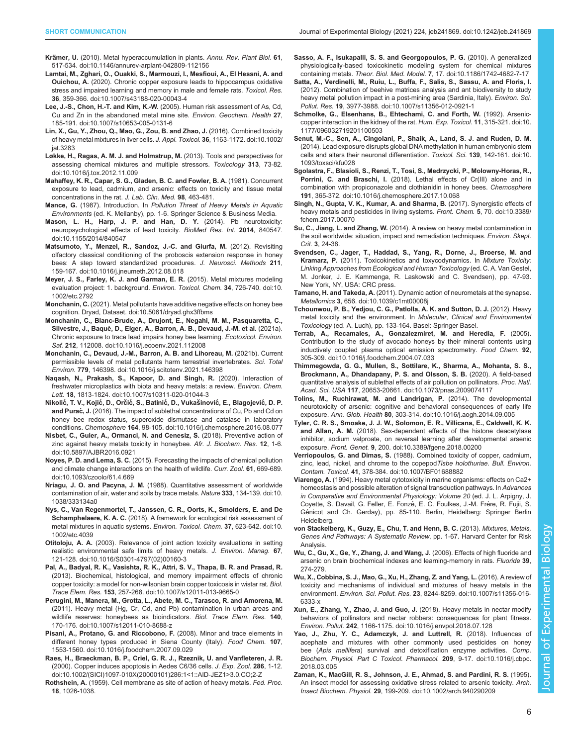**Krämer, U.** (2010). Metal hyperaccumulation in plants. *Annu. Rev. Plant Biol.* **61**, 517-534. doi:10.1146/annurev-arplant-042809-112156

**Lamtai, M., Zghari, O., Ouakki, S., Marmouzi, I., Mesfioui, A., El Hessni, A. and Ouichou, A.** (2020). Chronic copper exposure leads to hippocampus oxidative stress and impaired learning and memory in male and female rats. *Toxicol. Res.* **36**, 359-366. doi:10.1007/s43188-020-00043-4

**Lee, J.-S., Chon, H.-T. and Kim, K.-W.** (2005). Human risk assessment of As, Cd, Cu and Zn in the abandoned metal mine site. *Environ. Geochem. Health* **27**, 185-191. doi:10.1007/s10653-005-0131-6

**Lin, X., Gu, Y., Zhou, Q., Mao, G., Zou, B. and Zhao, J.** (2016). Combined toxicity of heavy metal mixtures in liver cells. *J. Appl. Toxicol.* **36**, 1163-1172. doi:10.1002/jat.3283

**Løkke, H., Ragas, A. M. J. and Holmstrup, M.** (2013). Tools and perspectives for assessing chemical mixtures and multiple stressors. *Toxicology* **313**, 73-82. doi:10.1016/j.tox.2012.11.009

**Mahaffey, K. R., Capar, S. G., Gladen, B. C. and Fowler, B. A.** (1981). Concurrent exposure to lead, cadmium, and arsenic: effects on toxicity and tissue metal concentrations in the rat. *J. Lab. Clin. Med.* **98**, 463-481.

**Mance, G.** (1987). Introduction. In *Pollution Threat of Heavy Metals in Aquatic Environments* (ed. K. Mellanby), pp. 1-6. Springer Science & Business Media.

**Mason, L. H., Harp, J. P. and Han, D. Y.** (2014). Pb neurotoxicity: neuropsychological effects of lead toxicity. *BioMed Res. Int.* **2014**, 840547. doi:10.1155/2014/840547

**Matsumoto, Y., Menzel, R., Sandoz, J.-C. and Giurfa, M.** (2012). Revisiting olfactory classical conditioning of the proboscis extension response in honey bees: A step toward standardized procedures. *J. Neurosci. Methods* **211**, 159-167. doi:10.1016/j.jneumeth.2012.08.018

**Meyer, J. S., Farley, K. J. and Garman, E. R.** (2015). Metal mixtures modeling evaluation project: 1. background. *Environ. Toxicol. Chem.* **34**, 726-740. doi:10.1002/etc.2792

**Monchanin, C.** (2021). Metal pollutants have additive negative effects on honey bee cognition. Dryad, Dataset. doi:10.5061/dryad.ghx3ffbms

**Monchanin, C., Blanc-Brude, A., Drujont, E., Negahi, M. M., Pasquaretta, C., Silvestre, J., Baqué, D., Elger, A., Barron, A. B., Devaud, J.-M. et al.** (2021a). Chronic exposure to trace lead impairs honey bee learning. *Ecotoxicol. Environ. Saf.* **212**, 112008. doi:10.1016/j.ecoenv.2021.112008

**Monchanin, C., Devaud, J.-M., Barron, A. B. and Lihoreau, M.** (2021b). Current permissible levels of metal pollutants harm terrestrial invertebrates. *Sci. Total Environ.* **779**, 146398. doi:10.1016/j.scitotenv.2021.146398

**Naqash, N., Prakash, S., Kapoor, D. and Singh, R.** (2020). Interaction of freshwater microplastics with biota and heavy metals: a review. *Environ. Chem. Lett.* **18**, 1813-1824. doi:10.1007/s10311-020-01044-3

**Nikolić, T. V., Kojić, D., Orčić, S., Batinić, D., Vukašinović, E., Blagojević, D. P. and Purać, J.** (2016). The impact of sublethal concentrations of Cu, Pb and Cd on honey bee redox status, superoxide dismutase and catalase in laboratory conditions. *Chemosphere* **164**, 98-105. doi:10.1016/j.chemosphere.2016.08.077

**Nisbet, C., Guler, A., Ormanci, N. and Cenesiz, S.** (2018). Preventive action of zinc against heavy metals toxicity in honeybee. *Afr. J. Biochem. Res.* **12**, 1-6. doi:10.5897/AJBR2016.0921

**Noyes, P. D. and Lema, S. C.** (2015). Forecasting the impacts of chemical pollution and climate change interactions on the health of wildlife. *Curr. Zool.* **61**, 669-689. doi:10.1093/czoolo/61.4.669

**Nriagu, J. O. and Pacyna, J. M.** (1988). Quantitative assessment of worldwide contamination of air, water and soils by trace metals. *Nature* **333**, 134-139. doi:10.1038/333134a0

**Nys, C., Van Regenmortel, T., Janssen, C. R., Oorts, K., Smolders, E. and De Schamphelaere, K. A. C.** (2018). A framework for ecological risk assessment of metal mixtures in aquatic systems. *Environ. Toxicol. Chem.* **37**, 623-642. doi:10.1002/etc.4039

**Otitoloju, A. A.** (2003). Relevance of joint action toxicity evaluations in setting realistic environmental safe limits of heavy metals. *J. Environ. Manag.* **67**, 121-128. doi:10.1016/S0301-4797(02)00160-3

**Pal, A., Badyal, R. K., Vasishta, R. K., Attri, S. V., Thapa, B. R. and Prasad, R.** (2013). Biochemical, histological, and memory impairment effects of chronic copper toxicity: a model for non-wilsonian brain copper toxicosis in wistar rat. *Biol. Trace Elem. Res.* **153**, 257-268. doi:10.1007/s12011-013-9665-0

**Perugini, M., Manera, M., Grotta, L., Abete, M. C., Tarasco, R. and Amorena, M.** (2011). Heavy metal (Hg, Cr, Cd, and Pb) contamination in urban areas and wildlife reserves: honeybees as bioindicators. *Biol. Trace Elem. Res.* **140**, 170-176. doi:10.1007/s12011-010-8688-z

**Pisani, A., Protano, G. and Riccobono, F.** (2008). Minor and trace elements in different honey types produced in Siena County (Italy). *Food Chem.* **107**, 1553-1560. doi:10.1016/j.foodchem.2007.09.029

**Raes, H., Braeckman, B. P., Criel, G. R. J., Rzeznik, U. and Vanfleteren, J. R.** (2000). Copper induces apoptosis in Aedes C6/36 cells. *J. Exp. Zool.* **286**, 1-12. doi:10.1002/(SICI)1097-010X(20000101)286:1<1::AID-JEZ1>3.0.CO;2-Z

**Rothshein, A.** (1959). Cell membrane as site of action of heavy metals. *Fed. Proc.* **18**, 1026-1038.

**Sasso, A. F., Isukapalli, S. S. and Georgopoulos, P. G.** (2010). A generalized physiologically-based toxicokinetic modeling system for chemical mixtures containing metals. *Theor. Biol. Med. Model.* **7**, 17. doi:10.1186/1742-4682-7-17

**Satta, A., Verdinelli, M., Ruiu, L., Buffa, F., Salis, S., Sassu, A. and Floris, I.** (2012). Combination of beehive matrices analysis and ant biodiversity to study heavy metal pollution impact in a post-mining area (Sardinia, Italy). *Environ. Sci. Pollut. Res.* **19**, 3977-3988. doi:10.1007/s11356-012-0921-1

**Schmolke, G., Elsenhans, B., Ehtechami, C. and Forth, W.** (1992). Arsenic-copper interaction in the kidney of the rat. *Hum. Exp. Toxicol.* **11**, 315-321. doi:10.1177/096032719201100503

**Senut, M.-C., Sen, A., Cingolani, P., Shaik, A., Land, S. J. and Ruden, D. M.** (2014). Lead exposure disrupts global DNA methylation in human embryonic stem cells and alters their neuronal differentiation. *Toxicol. Sci.* **139**, 142-161. doi:10.1093/toxsci/kfu028

**Sgolastra, F., Blasioli, S., Renzi, T., Tosi, S., Medrzycki, P., Molowny-Horas, R., Porrini, C. and Braschi, I.** (2018). Lethal effects of Cr(III) alone and in combination with propiconazole and clothianidin in honey bees. *Chemosphere* **191**, 365-372. doi:10.1016/j.chemosphere.2017.10.068

**Singh, N., Gupta, V. K., Kumar, A. and Sharma, B.** (2017). Synergistic effects of heavy metals and pesticides in living systems. *Front. Chem.* **5**, 70. doi:10.3389/fchem.2017.00070

**Su, C., Jiang, L. and Zhang, W.** (2014). A review on heavy metal contamination in the soil worldwide: situation, impact and remediation techniques. *Environ. Skept. Crit.* **3**, 24-38.

**Svendsen, C., Jager, T., Haddad, S., Yang, R., Dorne, J., Broerse, M. and Kramarz, P.** (2011). Toxicokinetics and toxycodynamics. In *Mixture Toxicity: Linking Approaches from Ecological and Human Toxicology* (ed. C. A. Van Gestel, M. Jonker, J. E. Kammenga, R. Laskowski and C. Svendsen), pp. 47-93. New York, NY, USA: CRC press.

**Tamano, H. and Takeda, A.** (2011). Dynamic action of neurometals at the synapse. *Metallomics* **3**, 656. doi:10.1039/c1mt00008j

**Tchounwou, P. B., Yedjou, C. G., Patlolla, A. K. and Sutton, D. J.** (2012). Heavy metal toxicity and the environment. In *Molecular, Clinical and Environmental Toxicology* (ed. A. Luch), pp. 133-164. Basel: Springer Basel.

**Terrab, A., Recamales, A., Gonzalezmiret, M. and Heredia, F.** (2005). Contribution to the study of avocado honeys by their mineral contents using inductively coupled plasma optical emission spectrometry. *Food Chem.* **92**, 305-309. doi:10.1016/j.foodchem.2004.07.033

**Thimmegowda, G. G., Mullen, S., Sottilare, K., Sharma, A., Mohanta, S. S., Brockmann, A., Dhandapany, P. S. and Olsson, S. B.** (2020). A field-based quantitative analysis of sublethal effects of air pollution on pollinators. *Proc. Natl. Acad. Sci. USA* **117**, 20653-20661. doi:10.1073/pnas.2009074117

**Tolins, M., Ruchirawat, M. and Landrigan, P.** (2014). The developmental neurotoxicity of arsenic: cognitive and behavioral consequences of early life exposure. *Ann. Glob. Health* **80**, 303-314. doi:10.1016/j.aogh.2014.09.005

**Tyler, C. R. S., Smoake, J. J. W., Solomon, E. R., Villicana, E., Caldwell, K. K. and Allan, A. M.** (2018). Sex-dependent effects of the histone deacetylase inhibitor, sodium valproate, on reversal learning after developmental arsenic exposure. *Front. Genet.* **9**, 200. doi:10.3389/fgene.2018.00200

**Verriopoulos, G. and Dimas, S.** (1988). Combined toxicity of copper, cadmium, zinc, lead, nickel, and chrome to the copepod*Tisbe holothuriae*. *Bull. Environ. Contam. Toxicol.* **41**, 378-384. doi:10.1007/BF01688882

**Viarengo, A.** (1994). Heavy metal cytotoxicity in marine organisms: effects on Ca2+ homeostasis and possible alteration of signal transduction pathways. In *Advances in Comparative and Environmental Physiology: Volume 20* (ed. J. L. Arpigny, J. Coyette, S. Davail, G. Feller, E. Fonzé, E. C. Foulkes, J.-M. Frère, R. Fujii, S. Génicot and Ch. Gerday), pp. 85-110. Berlin, Heidelberg: Springer Berlin Heidelberg.

**von Stackelberg, K., Guzy, E., Chu, T. and Henn, B. C.** (2013). *Mixtures, Metals, Genes And Pathways: A Systematic Review*, pp. 1-67. Harvard Center for Risk Analysis.

**Wu, C., Gu, X., Ge, Y., Zhang, J. and Wang, J.** (2006). Effects of high fluoride and arsenic on brain biochemical indexes and learning-memory in rats. *Fluoride* **39**, 274-279.

**Wu, X., Cobbina, S. J., Mao, G., Xu, H., Zhang, Z. and Yang, L.** (2016). A review of toxicity and mechanisms of individual and mixtures of heavy metals in the environment. *Environ. Sci. Pollut. Res.* **23**, 8244-8259. doi:10.1007/s11356-016-6333-x

**Xun, E., Zhang, Y., Zhao, J. and Guo, J.** (2018). Heavy metals in nectar modify behaviors of pollinators and nectar robbers: consequences for plant fitness. *Environ. Pollut.* **242**, 1166-1175. doi:10.1016/j.envpol.2018.07.128

**Yao, J., Zhu, Y. C., Adamczyk, J. and Luttrell, R.** (2018). Influences of acephate and mixtures with other commonly used pesticides on honey bee (*Apis mellifera*) survival and detoxification enzyme activities. *Comp. Biochem. Physiol. Part C Toxicol. Pharmacol.* **209**, 9-17. doi:10.1016/j.cbpc.2018.03.005

**Zaman, K., MacGill, R. S., Johnson, J. E., Ahmad, S. and Pardini, R. S.** (1995). An insect model for assessing oxidative stress related to arsenic toxicity. *Arch. Insect Biochem. Physiol.* **29**, 199-209. doi:10.1002/arch.940290209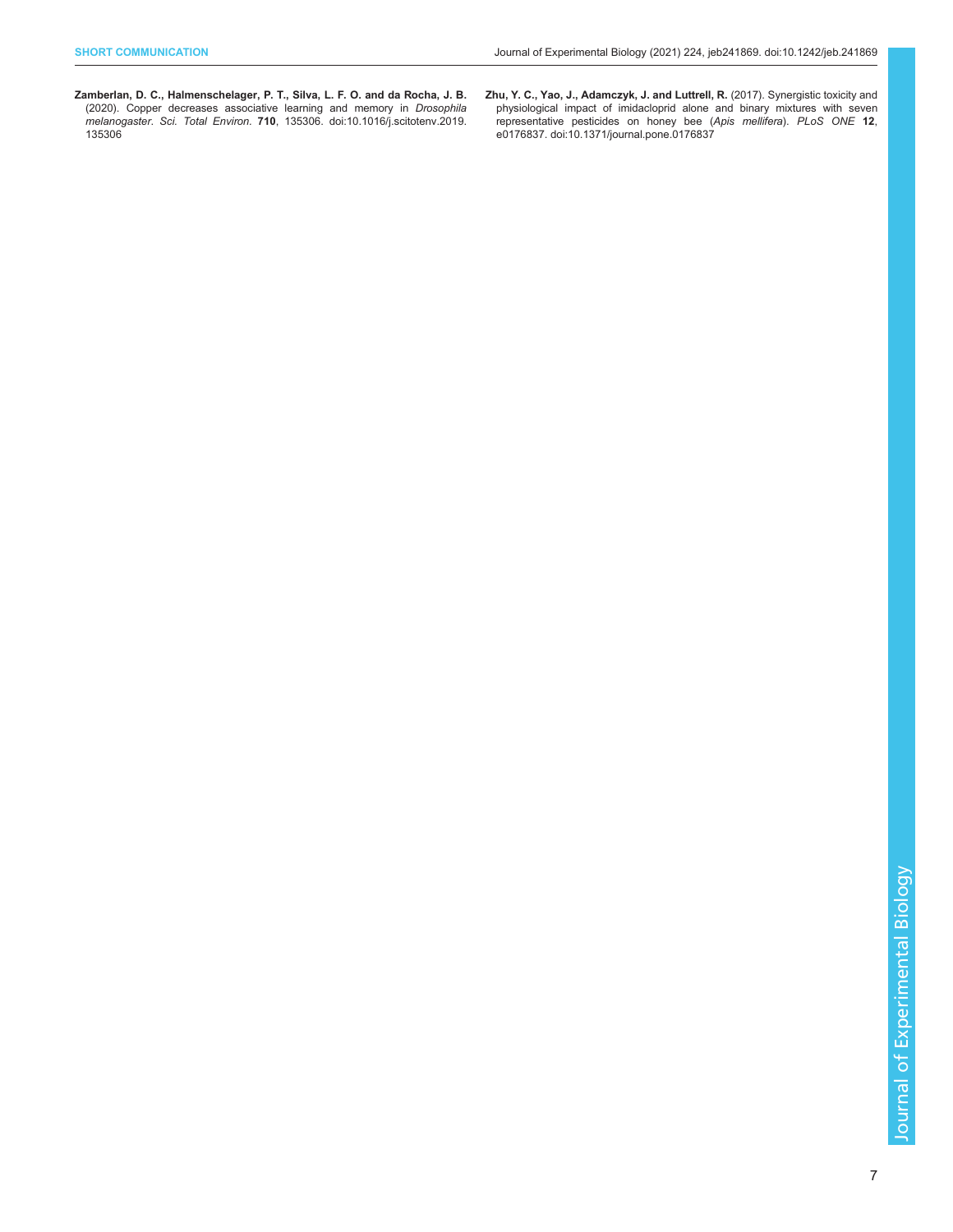**Zamberlan, D. C., Halmenschelager, P. T., Silva, L. F. O. and da Rocha, J. B.** (2020). Copper decreases associative learning and memory in *Drosophila melanogaster*. *Sci. Total Environ.* **710**, 135306. doi:10.1016/j.scitotenv.2019.135306

**Zhu, Y. C., Yao, J., Adamczyk, J. and Luttrell, R.** (2017). Synergistic toxicity and physiological impact of imidacloprid alone and binary mixtures with seven representative pesticides on honey bee (*Apis mellifera*). *PLoS ONE* **12**, e0176837. doi:10.1371/journal.pone.0176837